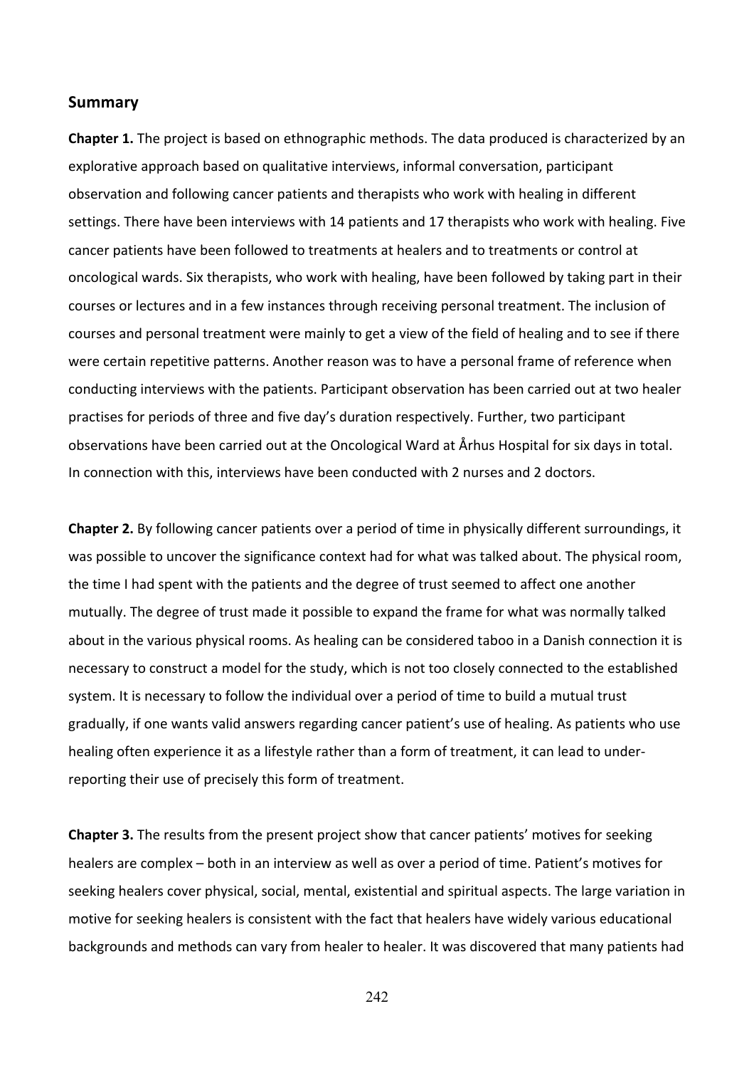## Summary

**Chapter 1.** The project is based on ethnographic methods. The data produced is characterized by an explorative approach based on qualitative interviews, informal conversation, participant observation and following cancer patients and therapists who work with healing in different settings. There have been interviews with 14 patients and 17 therapists who work with healing. Five cancer patients have been followed to treatments at healers and to treatments or control at oncological wards. Six therapists, who work with healing, have been followed by taking part in their courses or lectures and in a few instances through receiving personal treatment. The inclusion of courses and personal treatment were mainly to get a view of the field of healing and to see if there were certain repetitive patterns. Another reason was to have a personal frame of reference when conducting interviews with the patients. Participant observation has been carried out at two healer practises for periods of three and five day's duration respectively. Further, two participant observations have been carried out at the Oncological Ward at Århus Hospital for six days in total. In connection with this, interviews have been conducted with 2 nurses and 2 doctors.

**Chapter 2.** By following cancer patients over a period of time in physically different surroundings, it was possible to uncover the significance context had for what was talked about. The physical room, the time I had spent with the patients and the degree of trust seemed to affect one another mutually. The degree of trust made it possible to expand the frame for what was normally talked about in the various physical rooms. As healing can be considered taboo in a Danish connection it is necessary to construct a model for the study, which is not too closely connected to the established system. It is necessary to follow the individual over a period of time to build a mutual trust gradually, if one wants valid answers regarding cancer patient's use of healing. As patients who use healing often experience it as a lifestyle rather than a form of treatment, it can lead to under-reporting their use of precisely this form of treatment.

**Chapter 3.** The results from the present project show that cancer patients' motives for seeking healers are complex – both in an interview as well as over a period of time. Patient's motives for seeking healers cover physical, social, mental, existential and spiritual aspects. The large variation in motive for seeking healers is consistent with the fact that healers have widely various educational backgrounds and methods can vary from healer to healer. It was discovered that many patients had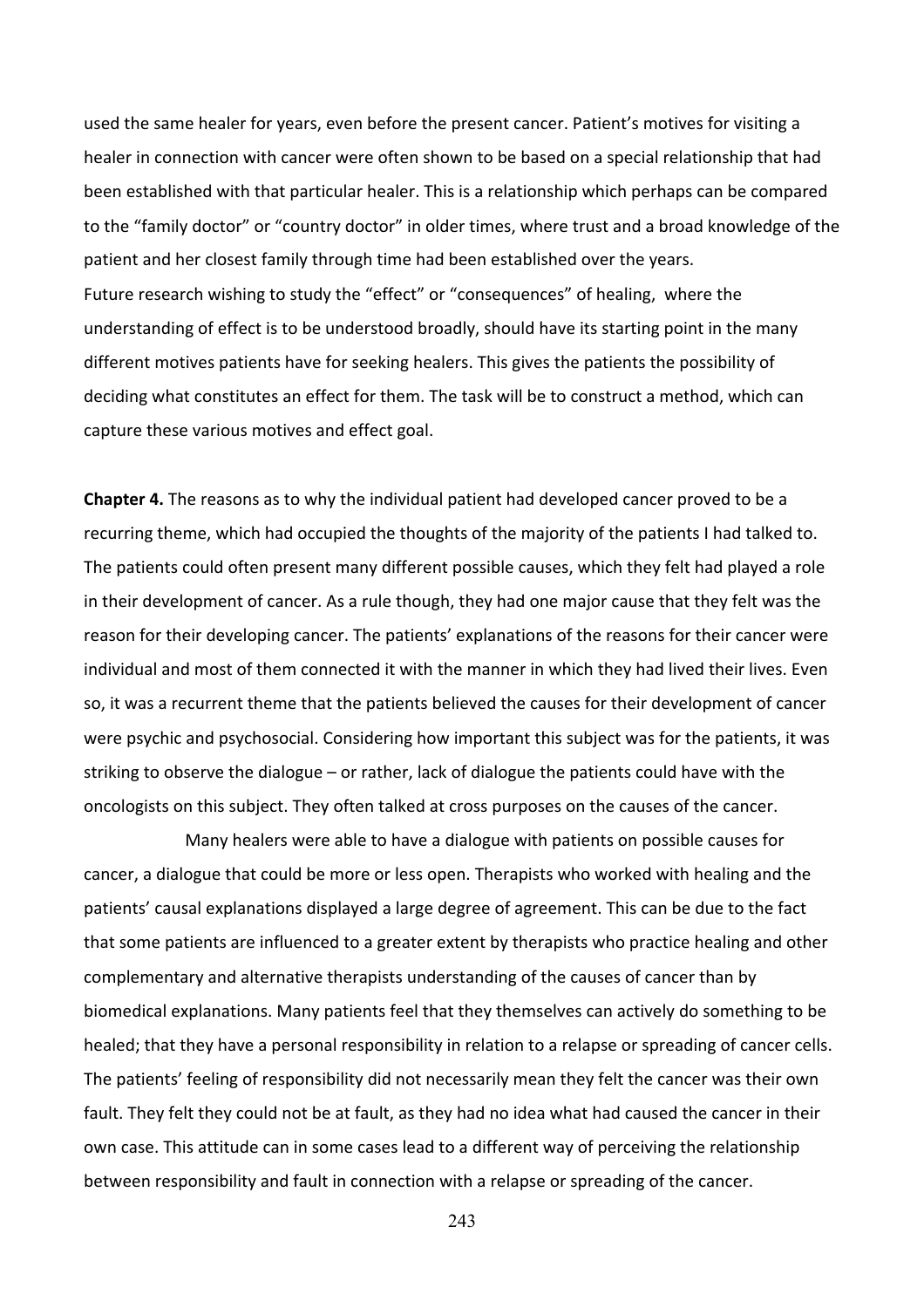used the same healer for years, even before the present cancer. Patient's motives for visiting a healer in connection with cancer were often shown to be based on a special relationship that had been established with that particular healer. This is a relationship which perhaps can be compared to the "family doctor" or "country doctor" in older times, where trust and a broad knowledge of the patient and her closest family through time had been established over the years.

Future research wishing to study the "effect" or "consequences" of healing, where the understanding of effect is to be understood broadly, should have its starting point in the many different motives patients have for seeking healers. This gives the patients the possibility of deciding what constitutes an effect for them. The task will be to construct a method, which can capture these various motives and effect goal.

**Chapter 4.** The reasons as to why the individual patient had developed cancer proved to be a recurring theme, which had occupied the thoughts of the majority of the patients I had talked to. The patients could often present many different possible causes, which they felt had played a role in their development of cancer. As a rule though, they had one major cause that they felt was the reason for their developing cancer. The patients' explanations of the reasons for their cancer were individual and most of them connected it with the manner in which they had lived their lives. Even so, it was a recurrent theme that the patients believed the causes for their development of cancer were psychic and psychosocial. Considering how important this subject was for the patients, it was striking to observe the dialogue – or rather, lack of dialogue the patients could have with the oncologists on this subject. They often talked at cross purposes on the causes of the cancer.

Many healers were able to have a dialogue with patients on possible causes for cancer, a dialogue that could be more or less open. Therapists who worked with healing and the patients' causal explanations displayed a large degree of agreement. This can be due to the fact that some patients are influenced to a greater extent by therapists who practice healing and other complementary and alternative therapists understanding of the causes of cancer than by biomedical explanations. Many patients feel that they themselves can actively do something to be healed; that they have a personal responsibility in relation to a relapse or spreading of cancer cells. The patients' feeling of responsibility did not necessarily mean they felt the cancer was their own fault. They felt they could not be at fault, as they had no idea what had caused the cancer in their own case. This attitude can in some cases lead to a different way of perceiving the relationship between responsibility and fault in connection with a relapse or spreading of the cancer.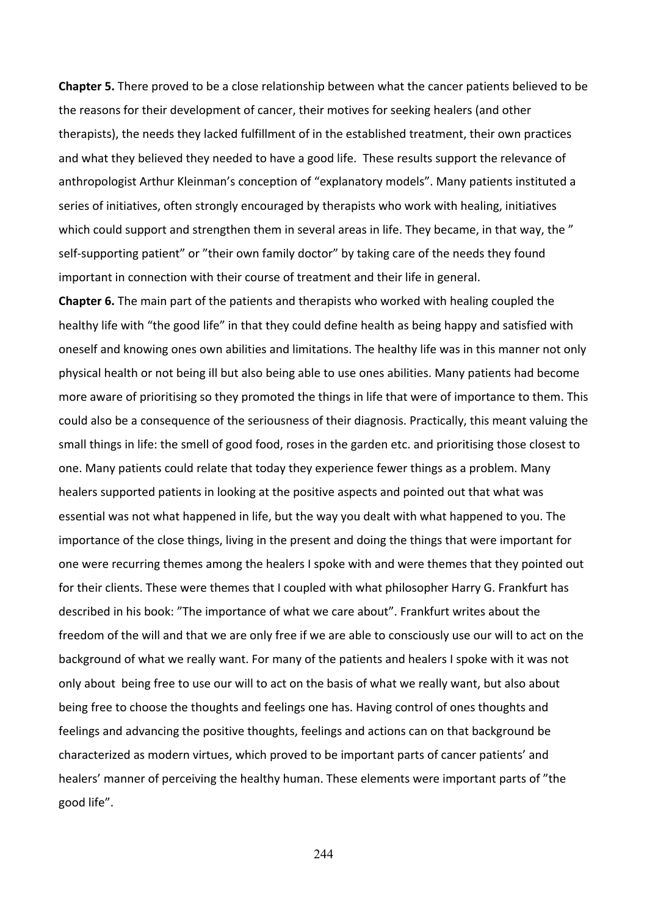**Chapter 5.** There proved to be a close relationship between what the cancer patients believed to be the reasons for their development of cancer, their motives for seeking healers (and other therapists), the needs they lacked fulfillment of in the established treatment, their own practices and what they believed they needed to have a good life. These results support the relevance of anthropologist Arthur Kleinman's conception of "explanatory models". Many patients instituted a series of initiatives, often strongly encouraged by therapists who work with healing, initiatives which could support and strengthen them in several areas in life. They became, in that way, the " self-supporting patient" or "their own family doctor" by taking care of the needs they found important in connection with their course of treatment and their life in general.

**Chapter 6.** The main part of the patients and therapists who worked with healing coupled the healthy life with "the good life" in that they could define health as being happy and satisfied with oneself and knowing ones own abilities and limitations. The healthy life was in this manner not only physical health or not being ill but also being able to use ones abilities. Many patients had become more aware of prioritising so they promoted the things in life that were of importance to them. This could also be a consequence of the seriousness of their diagnosis. Practically, this meant valuing the small things in life: the smell of good food, roses in the garden etc. and prioritising those closest to one. Many patients could relate that today they experience fewer things as a problem. Many healers supported patients in looking at the positive aspects and pointed out that what was essential was not what happened in life, but the way you dealt with what happened to you. The importance of the close things, living in the present and doing the things that were important for one were recurring themes among the healers I spoke with and were themes that they pointed out for their clients. These were themes that I coupled with what philosopher Harry G. Frankfurt has described in his book: "The importance of what we care about". Frankfurt writes about the freedom of the will and that we are only free if we are able to consciously use our will to act on the background of what we really want. For many of the patients and healers I spoke with it was not only about being free to use our will to act on the basis of what we really want, but also about being free to choose the thoughts and feelings one has. Having control of ones thoughts and feelings and advancing the positive thoughts, feelings and actions can on that background be characterized as modern virtues, which proved to be important parts of cancer patients' and healers' manner of perceiving the healthy human. These elements were important parts of "the good life".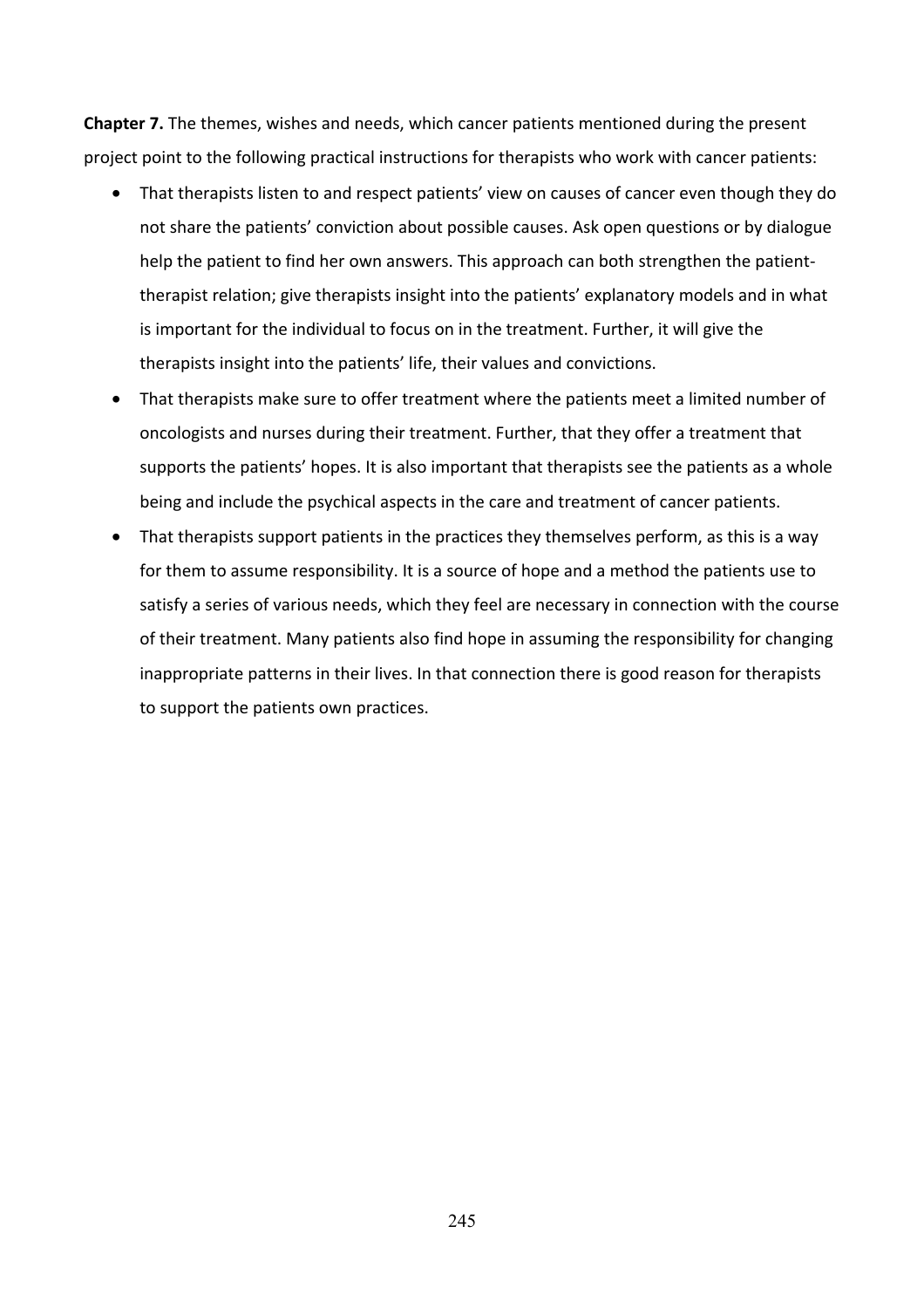**Chapter 7.** The themes, wishes and needs, which cancer patients mentioned during the present project point to the following practical instructions for therapists who work with cancer patients:

- That therapists listen to and respect patients' view on causes of cancer even though they do not share the patients' conviction about possible causes. Ask open questions or by dialogue help the patient to find her own answers. This approach can both strengthen the patient-therapist relation; give therapists insight into the patients' explanatory models and in what is important for the individual to focus on in the treatment. Further, it will give the therapists insight into the patients' life, their values and convictions.
- That therapists make sure to offer treatment where the patients meet a limited number of oncologists and nurses during their treatment. Further, that they offer a treatment that supports the patients' hopes. It is also important that therapists see the patients as a whole being and include the psychical aspects in the care and treatment of cancer patients.
- That therapists support patients in the practices they themselves perform, as this is a way for them to assume responsibility. It is a source of hope and a method the patients use to satisfy a series of various needs, which they feel are necessary in connection with the course of their treatment. Many patients also find hope in assuming the responsibility for changing inappropriate patterns in their lives. In that connection there is good reason for therapists to support the patients own practices.